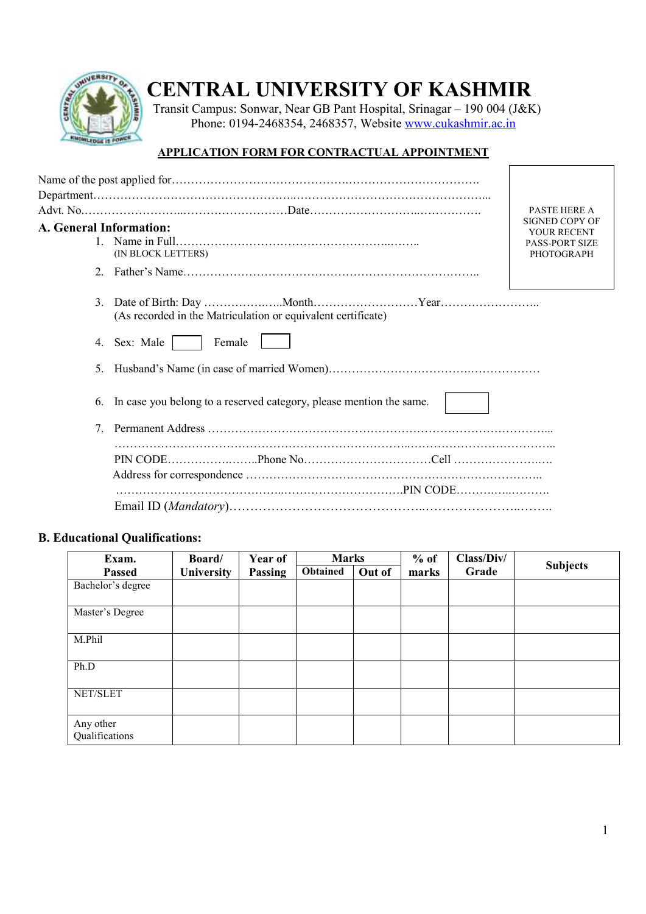# CENTRAL UNIVERSITY OF KASHMIR

Transit Campus: Sonwar, Near GB Pant Hospital, Srinagar – 190 004 (J&K)
Phone: 0194-2468354, 2468357, Website www.cukashmir.ac.in

**APPLICATION FORM FOR CONTRACTUAL APPOINTMENT**

PASTE HERE A SIGNED COPY OF YOUR RECENT PASS-PORT SIZE PHOTOGRAPH

Name of the post applied for……………………………………….…………………………….
Department……………………………………………..…………………………………………...
Advt. No……………………..……….……………Date………………………..…………….

### A. General Information:

1. Name in Full…….…………….…………………………..……..
   (IN BLOCK LETTERS)
2. Father's Name………………………………………………………………..
3. Date of Birth: Day …………..…..Month………………………Year……………………..
   (As recorded in the Matriculation or equivalent certificate)
4. Sex: Male ☐ Female ☐
5. Husband's Name (in case of married Women)………………………………..………………
6. In case you belong to a reserved category, please mention the same. ☐
7. Permanent Address ……………………………………………………………………...
   …………………………………………………………………..……………………………...
   PIN CODE……………..……..Phone No……………………………Cell ……………….….
   Address for correspondence ………………………………………………………………..
   ……………………………………...………………………….PIN CODE………..…...……….
   Email ID (*Mandatory*)……………………………………..…………………..……..

### B. Educational Qualifications:

| Exam. Passed | Board/ University | Year of Passing | Marks | | % of marks | Class/Div/ Grade | Subjects |
|---|---|---|---|---|---|---|---|
| | | | Obtained | Out of | | | |
| Bachelor's degree | | | | | | | |
| Master's Degree | | | | | | | |
| M.Phil | | | | | | | |
| Ph.D | | | | | | | |
| NET/SLET | | | | | | | |
| Any other Qualifications | | | | | | | |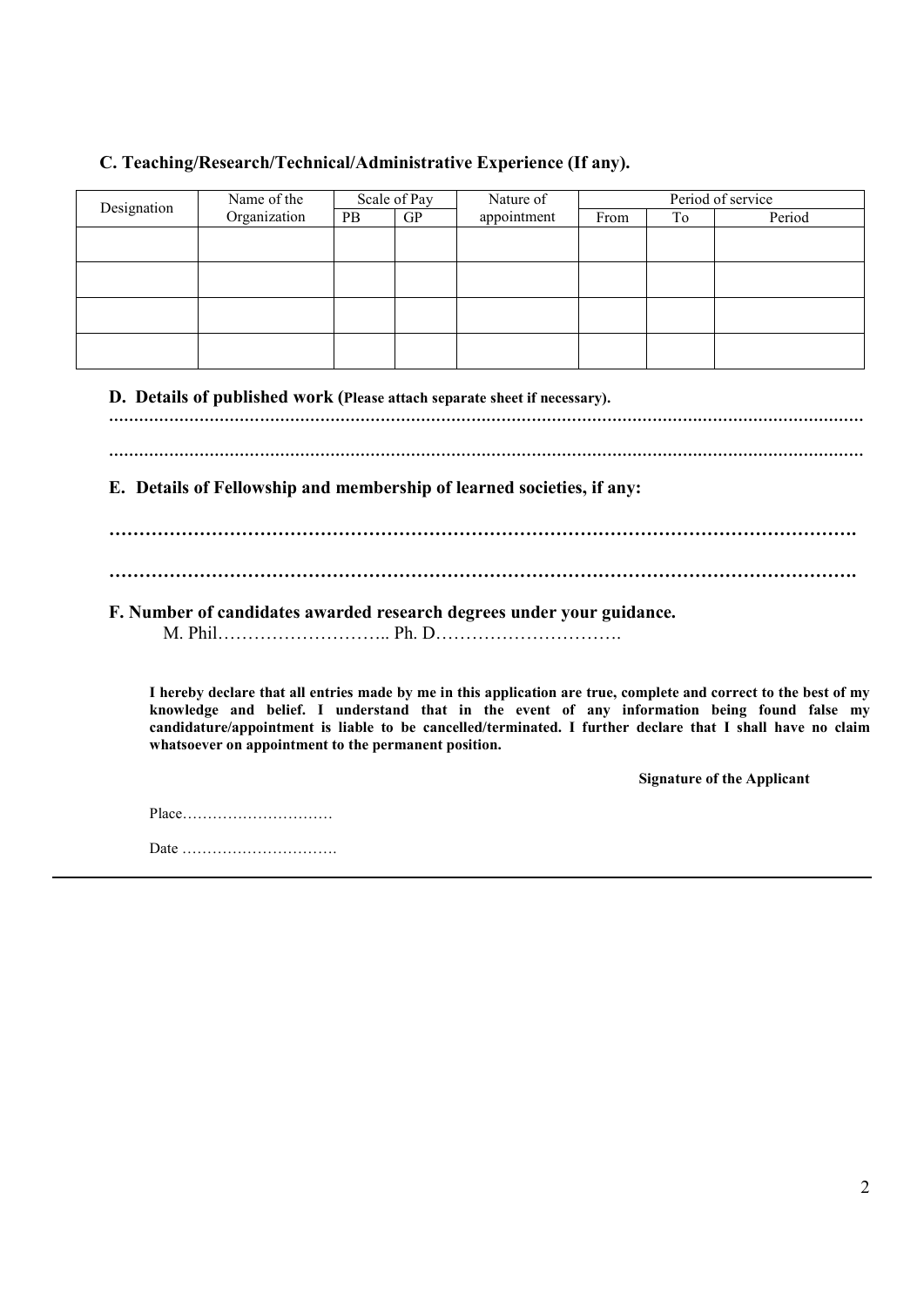### C. Teaching/Research/Technical/Administrative Experience (If any).

| Designation | Name of the Organization | Scale of Pay | | Nature of appointment | Period of service | | |
|---|---|---|---|---|---|---|---|
| | | PB | GP | | From | To | Period |
| | | | | | | | |
| | | | | | | | |
| | | | | | | | |
| | | | | | | | |

### D. Details of published work (Please attach separate sheet if necessary).

………………………………………………………………………………………………………………………………

………………………………………………………………………………………………………………………………

### E. Details of Fellowship and membership of learned societies, if any:

……………………………………………………………………………………………………………….

……………………………………………………………………………………………………………….

### F. Number of candidates awarded research degrees under your guidance.

M. Phil……………………….. Ph. D………………………….

**I hereby declare that all entries made by me in this application are true, complete and correct to the best of my knowledge and belief. I understand that in the event of any information being found false my candidature/appointment is liable to be cancelled/terminated. I further declare that I shall have no claim whatsoever on appointment to the permanent position.**

**Signature of the Applicant**

Place…………………………

Date ………………………….